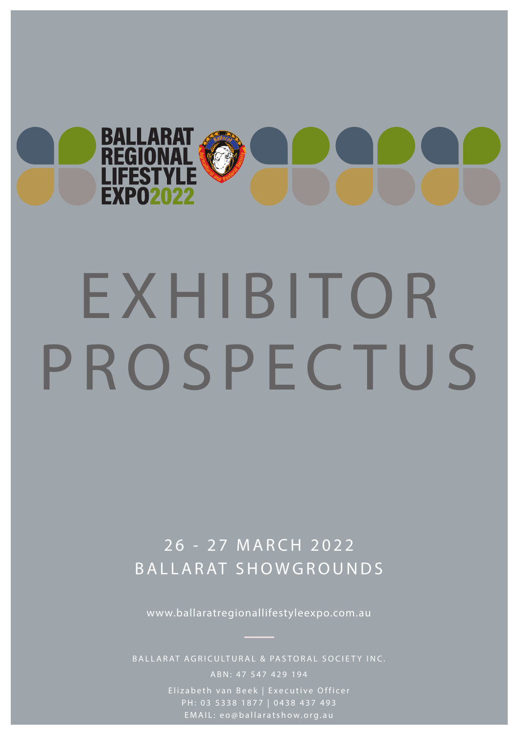BALLARAT REGIONAL LIFESTYLE EXPO2022

# EXHIBITOR PROSPECTUS

## 26 - 27 MARCH 2022
## BALLARAT SHOWGROUNDS

www.ballaratregionallifestyleexpo.com.au

BALLARAT AGRICULTURAL & PASTORAL SOCIETY INC.

ABN: 47 547 429 194

Elizabeth van Beek | Executive Officer

PH: 03 5338 1877 | 0438 437 493

EMAIL: eo@ballaratshow.org.au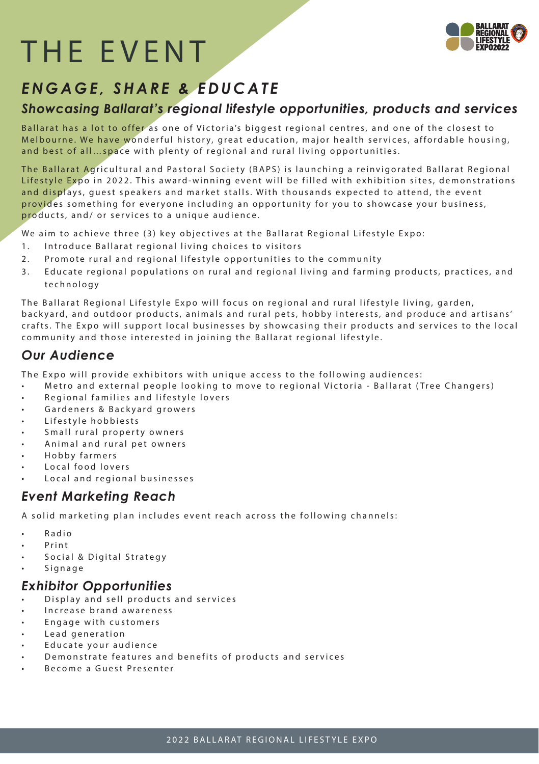# THE EVENT

## *ENGAGE, SHARE & EDUCATE*

### *Showcasing Ballarat's regional lifestyle opportunities, products and services*

Ballarat has a lot to offer as one of Victoria's biggest regional centres, and one of the closest to Melbourne. We have wonderful history, great education, major health services, affordable housing, and best of all...space with plenty of regional and rural living opportunities.

The Ballarat Agricultural and Pastoral Society (BAPS) is launching a reinvigorated Ballarat Regional Lifestyle Expo in 2022. This award-winning event will be filled with exhibition sites, demonstrations and displays, guest speakers and market stalls. With thousands expected to attend, the event provides something for everyone including an opportunity for you to showcase your business, products, and/ or services to a unique audience.

We aim to achieve three (3) key objectives at the Ballarat Regional Lifestyle Expo:

1. Introduce Ballarat regional living choices to visitors
2. Promote rural and regional lifestyle opportunities to the community
3. Educate regional populations on rural and regional living and farming products, practices, and technology

The Ballarat Regional Lifestyle Expo will focus on regional and rural lifestyle living, garden, backyard, and outdoor products, animals and rural pets, hobby interests, and produce and artisans' crafts. The Expo will support local businesses by showcasing their products and services to the local community and those interested in joining the Ballarat regional lifestyle.

### *Our Audience*

The Expo will provide exhibitors with unique access to the following audiences:

- Metro and external people looking to move to regional Victoria - Ballarat (Tree Changers)
- Regional families and lifestyle lovers
- Gardeners & Backyard growers
- Lifestyle hobbiests
- Small rural property owners
- Animal and rural pet owners
- Hobby farmers
- Local food lovers
- Local and regional businesses

### *Event Marketing Reach*

A solid marketing plan includes event reach across the following channels:

- Radio
- Print
- Social & Digital Strategy
- Signage

### *Exhibitor Opportunities*

- Display and sell products and services
- Increase brand awareness
- Engage with customers
- Lead generation
- Educate your audience
- Demonstrate features and benefits of products and services
- Become a Guest Presenter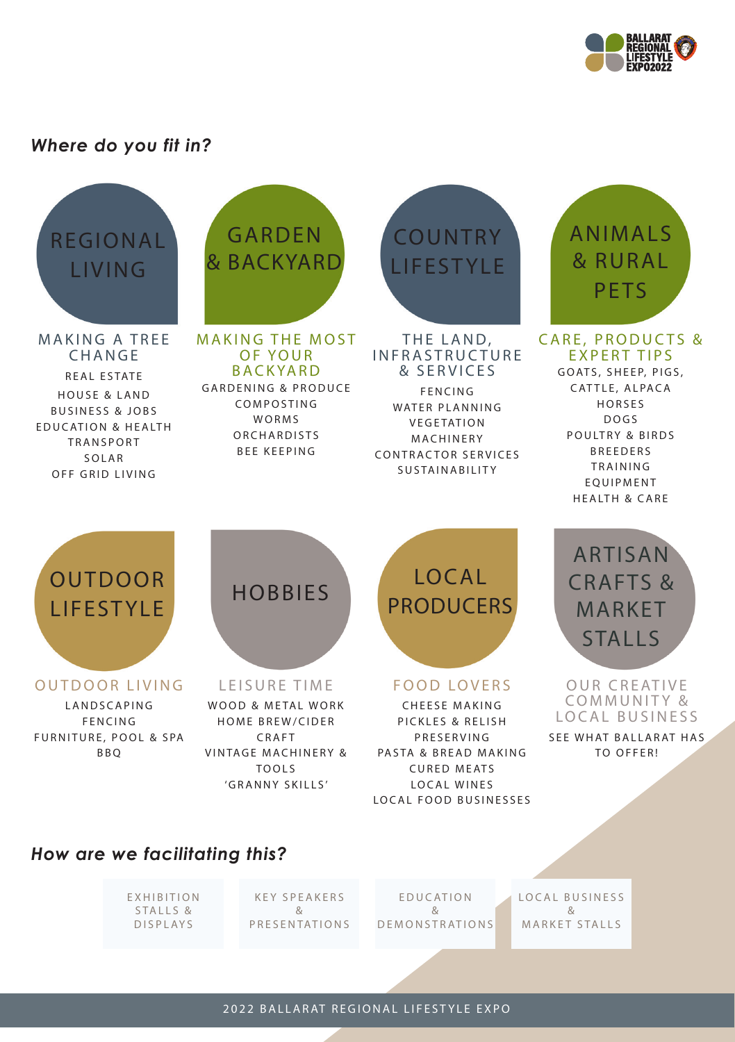## *Where do you fit in?*

### REGIONAL LIVING

**MAKING A TREE CHANGE**

- REAL ESTATE
- HOUSE & LAND
- BUSINESS & JOBS
- EDUCATION & HEALTH
- TRANSPORT
- SOLAR
- OFF GRID LIVING

### GARDEN & BACKYARD

**MAKING THE MOST OF YOUR BACKYARD**

- GARDENING & PRODUCE
- COMPOSTING
- WORMS
- ORCHARDISTS
- BEE KEEPING

### COUNTRY LIFESTYLE

**THE LAND, INFRASTRUCTURE & SERVICES**

- FENCING
- WATER PLANNING
- VEGETATION
- MACHINERY
- CONTRACTOR SERVICES
- SUSTAINABILITY

### ANIMALS & RURAL PETS

**CARE, PRODUCTS & EXPERT TIPS**

- GOATS, SHEEP, PIGS, CATTLE, ALPACA
- HORSES
- DOGS
- POULTRY & BIRDS
- BREEDERS
- TRAINING
- EQUIPMENT
- HEALTH & CARE

### OUTDOOR LIFESTYLE

**OUTDOOR LIVING**

- LANDSCAPING
- FENCING
- FURNITURE, POOL & SPA
- BBQ

### HOBBIES

**LEISURE TIME**

- WOOD & METAL WORK
- HOME BREW/CIDER
- CRAFT
- VINTAGE MACHINERY & TOOLS
- 'GRANNY SKILLS'

### LOCAL PRODUCERS

**FOOD LOVERS**

- CHEESE MAKING
- PICKLES & RELISH
- PRESERVING
- PASTA & BREAD MAKING
- CURED MEATS
- LOCAL WINES
- LOCAL FOOD BUSINESSES

### ARTISAN CRAFTS & MARKET STALLS

**OUR CREATIVE COMMUNITY & LOCAL BUSINESS**

SEE WHAT BALLARAT HAS TO OFFER!

## *How are we facilitating this?*

- EXHIBITION STALLS & DISPLAYS
- KEY SPEAKERS & PRESENTATIONS
- EDUCATION & DEMONSTRATIONS
- LOCAL BUSINESS & MARKET STALLS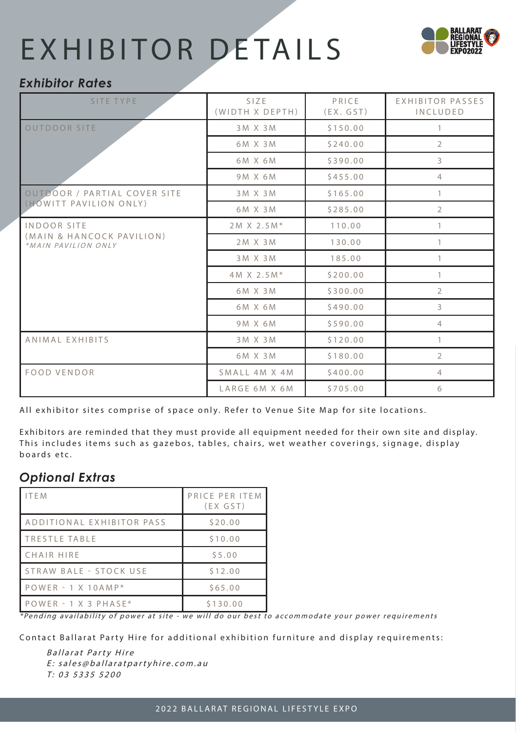# EXHIBITOR DETAILS

## *Exhibitor Rates*

| SITE TYPE | SIZE (WIDTH X DEPTH) | PRICE (EX. GST) | EXHIBITOR PASSES INCLUDED |
|---|---|---|---|
| OUTDOOR SITE | 3M X 3M | $150.00 | 1 |
| | 6M X 3M | $240.00 | 2 |
| | 6M X 6M | $390.00 | 3 |
| | 9M X 6M | $455.00 | 4 |
| OUTDOOR / PARTIAL COVER SITE (HOWITT PAVILION ONLY) | 3M X 3M | $165.00 | 1 |
| | 6M X 3M | $285.00 | 2 |
| INDOOR SITE (MAIN & HANCOCK PAVILION) *\*MAIN PAVILION ONLY* | 2M X 2.5M* | 110.00 | 1 |
| | 2M X 3M | 130.00 | 1 |
| | 3M X 3M | 185.00 | 1 |
| | 4M X 2.5M* | $200.00 | 1 |
| | 6M X 3M | $300.00 | 2 |
| | 6M X 6M | $490.00 | 3 |
| | 9M X 6M | $590.00 | 4 |
| ANIMAL EXHIBITS | 3M X 3M | $120.00 | 1 |
| | 6M X 3M | $180.00 | 2 |
| FOOD VENDOR | SMALL 4M X 4M | $400.00 | 4 |
| | LARGE 6M X 6M | $705.00 | 6 |

All exhibitor sites comprise of space only. Refer to Venue Site Map for site locations.

Exhibitors are reminded that they must provide all equipment needed for their own site and display. This includes items such as gazebos, tables, chairs, wet weather coverings, signage, display boards etc.

## *Optional Extras*

| ITEM | PRICE PER ITEM (EX GST) |
|---|---|
| ADDITIONAL EXHIBITOR PASS | $20.00 |
| TRESTLE TABLE | $10.00 |
| CHAIR HIRE | $5.00 |
| STRAW BALE - STOCK USE | $12.00 |
| POWER - 1 X 10AMP* | $65.00 |
| POWER - 1 X 3 PHASE* | $130.00 |

*\*Pending availability of power at site - we will do our best to accommodate your power requirements*

Contact Ballarat Party Hire for additional exhibition furniture and display requirements:

*Ballarat Party Hire*
*E: sales@ballaratpartyhire.com.au*
*T: 03 5335 5200*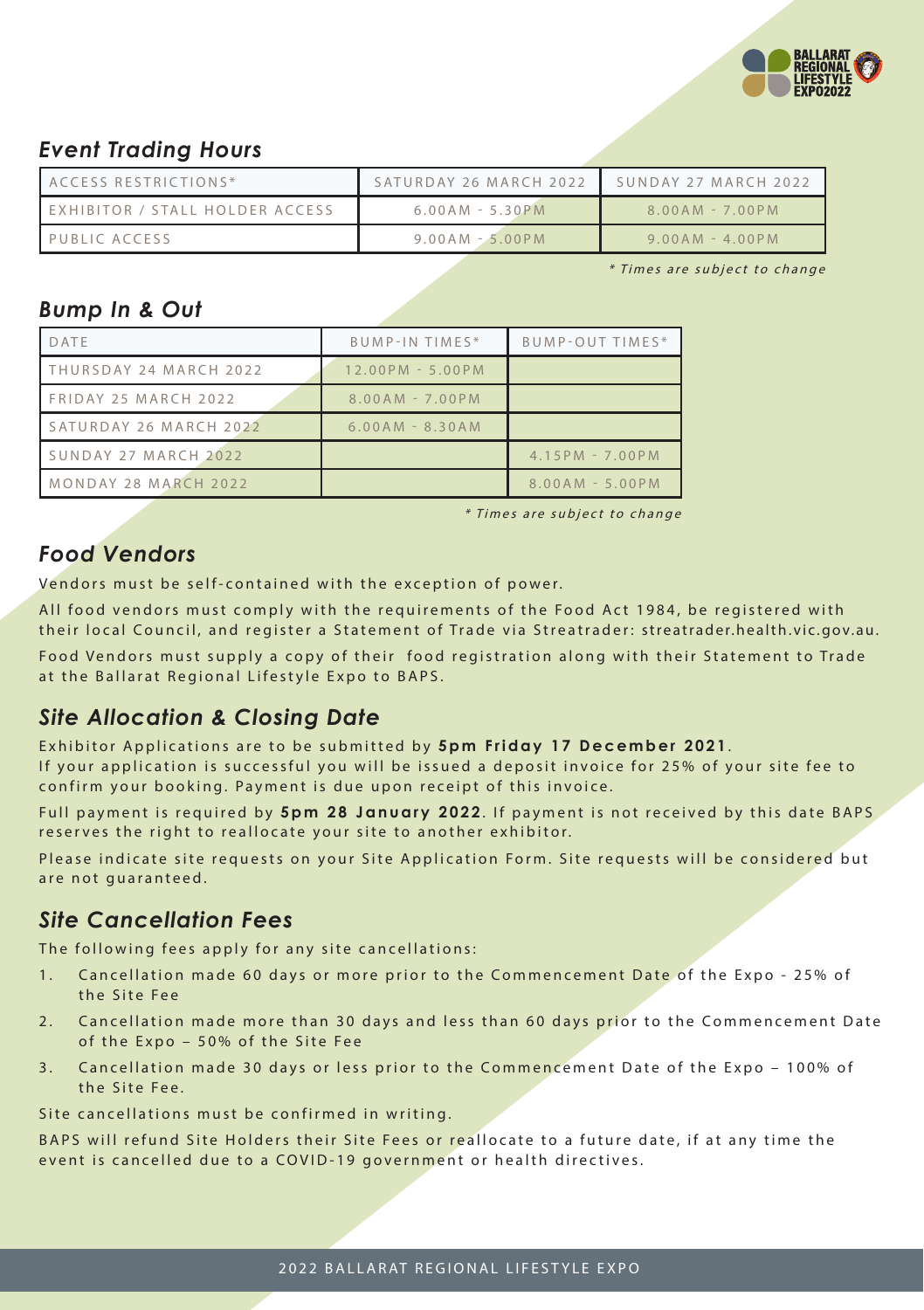## *Event Trading Hours*

| ACCESS RESTRICTIONS* | SATURDAY 26 MARCH 2022 | SUNDAY 27 MARCH 2022 |
|---|---|---|
| EXHIBITOR / STALL HOLDER ACCESS | 6.00AM - 5.30PM | 8.00AM - 7.00PM |
| PUBLIC ACCESS | 9.00AM - 5.00PM | 9.00AM - 4.00PM |

*\* Times are subject to change*

## *Bump In & Out*

| DATE | BUMP-IN TIMES* | BUMP-OUT TIMES* |
|---|---|---|
| THURSDAY 24 MARCH 2022 | 12.00PM - 5.00PM | |
| FRIDAY 25 MARCH 2022 | 8.00AM - 7.00PM | |
| SATURDAY 26 MARCH 2022 | 6.00AM - 8.30AM | |
| SUNDAY 27 MARCH 2022 | | 4.15PM - 7.00PM |
| MONDAY 28 MARCH 2022 | | 8.00AM - 5.00PM |

*\* Times are subject to change*

## *Food Vendors*

Vendors must be self-contained with the exception of power.

All food vendors must comply with the requirements of the Food Act 1984, be registered with their local Council, and register a Statement of Trade via Streatrader: streatrader.health.vic.gov.au.

Food Vendors must supply a copy of their food registration along with their Statement to Trade at the Ballarat Regional Lifestyle Expo to BAPS.

## *Site Allocation & Closing Date*

Exhibitor Applications are to be submitted by **5pm Friday 17 December 2021**.
If your application is successful you will be issued a deposit invoice for 25% of your site fee to confirm your booking. Payment is due upon receipt of this invoice.

Full payment is required by **5pm 28 January 2022**. If payment is not received by this date BAPS reserves the right to reallocate your site to another exhibitor.

Please indicate site requests on your Site Application Form. Site requests will be considered but are not guaranteed.

## *Site Cancellation Fees*

The following fees apply for any site cancellations:

1. Cancellation made 60 days or more prior to the Commencement Date of the Expo - 25% of the Site Fee
2. Cancellation made more than 30 days and less than 60 days prior to the Commencement Date of the Expo – 50% of the Site Fee
3. Cancellation made 30 days or less prior to the Commencement Date of the Expo – 100% of the Site Fee.

Site cancellations must be confirmed in writing.

BAPS will refund Site Holders their Site Fees or reallocate to a future date, if at any time the event is cancelled due to a COVID-19 government or health directives.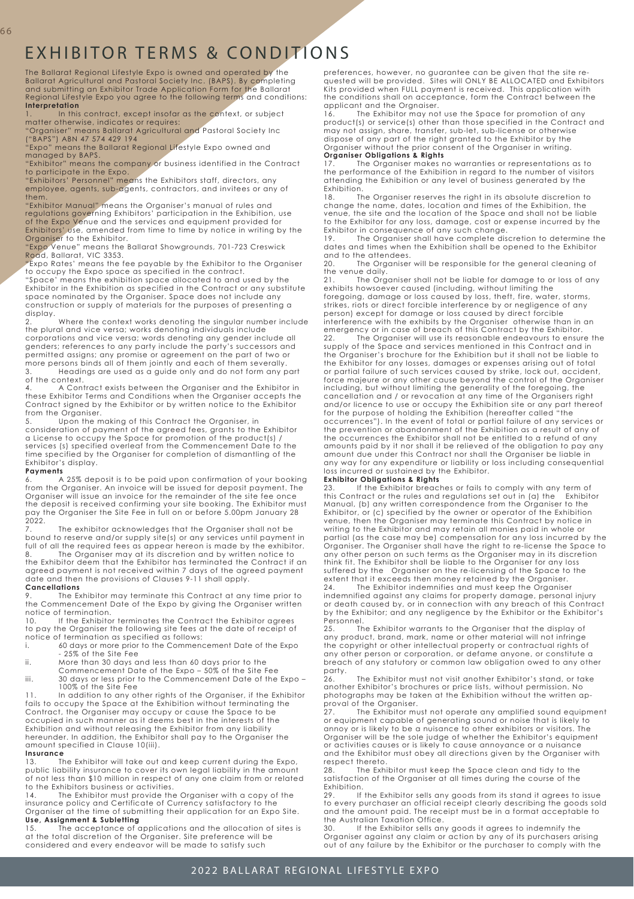# EXHIBITOR TERMS & CONDITIONS

The Ballarat Regional Lifestyle Expo is owned and operated by the Ballarat Agricultural and Pastoral Society Inc. (BAPS). By completing and submitting an Exhibitor Trade Application Form for the Ballarat Regional Lifestyle Expo you agree to the following terms and conditions:

**Interpretation**

1. In this contract, except insofar as the context, or subject matter otherwise, indicates or requires:

"Organiser" means Ballarat Agricultural and Pastoral Society Inc ("BAPS") ABN 47 574 429 194

"Expo" means the Ballarat Regional Lifestyle Expo owned and managed by BAPS.

"Exhibitor" means the company or business identified in the Contract to participate in the Expo.

"Exhibitors' Personnel" means the Exhibitors staff, directors, any employee, agents, sub-agents, contractors, and invitees or any of them.

"Exhibitor Manual" means the Organiser's manual of rules and regulations governing Exhibitors' participation in the Exhibition, use of the Expo Venue and the services and equipment provided for Exhibitors' use, amended from time to time by notice in writing by the Organiser to the Exhibitor.

"Expo Venue" means the Ballarat Showgrounds, 701-723 Creswick Road, Ballarat, VIC 3353.

"Expo Rates' means the fee payable by the Exhibitor to the Organiser to occupy the Expo space as specified in the contract.

"Space' means the exhibition space allocated to and used by the Exhibitor in the Exhibition as specified in the Contract or any substitute space nominated by the Organiser. Space does not include any construction or supply of materials for the purposes of presenting a display.

2. Where the context works denoting the singular number include the plural and vice versa; works denoting individuals include corporations and vice versa; words denoting any gender include all genders; references to any party include the party's successors and permitted assigns; any promise or agreement on the part of two or more persons binds all of them jointly and each of them severally.

3. Headings are used as a guide only and do not form any part of the context.

4. A Contract exists between the Organiser and the Exhibitor in these Exhibitor Terms and Conditions when the Organiser accepts the Contract signed by the Exhibitor or by written notice to the Exhibitor from the Organiser.

5. Upon the making of this Contract the Organiser, in consideration of payment of the agreed fees, grants to the Exhibitor a License to occupy the Space for promotion of the product(s) / services (s) specified overleaf from the Commencement Date to the time specified by the Organiser for completion of dismantling of the Exhibitor's display.

**Payments**

6. A 25% deposit is to be paid upon confirmation of your booking from the Organiser. An invoice will be issued for deposit payment. The Organiser will issue an invoice for the remainder of the site fee once the deposit is received confirming your site booking. The Exhibitor must pay the Organiser the Site Fee in full on or before 5.00pm January 28 2022.

7. The exhibitor acknowledges that the Organiser shall not be bound to reserve and/or supply site(s) or any services until payment in full of all the required fees as appear hereon is made by the exhibitor.

8. The Organiser may at its discretion and by written notice to the Exhibitor deem that the Exhibitor has terminated the Contract if an agreed payment is not received within 7 days of the agreed payment date and then the provisions of Clauses 9-11 shall apply.

**Cancellations**

9. The Exhibitor may terminate this Contract at any time prior to the Commencement Date of the Expo by giving the Organiser written notice of termination.

10. If the Exhibitor terminates the Contract the Exhibitor agrees to pay the Organiser the following site fees at the date of receipt of notice of termination as specified as follows:

i. 60 days or more prior to the Commencement Date of the Expo - 25% of the Site Fee
ii. More than 30 days and less than 60 days prior to the Commencement Date of the Expo – 50% of the Site Fee
iii. 30 days or less prior to the Commencement Date of the Expo – 100% of the Site Fee

11. In addition to any other rights of the Organiser, if the Exhibitor fails to occupy the Space at the Exhibition without terminating the Contract, the Organiser may occupy or cause the Space to be occupied in such manner as it deems best in the interests of the Exhibition and without releasing the Exhibitor from any liability hereunder. In addition, the Exhibitor shall pay to the Organiser the amount specified in Clause 10(iii).

**Insurance**

13. The Exhibitor will take out and keep current during the Expo, public liability insurance to cover its own legal liability in the amount of not less than $10 million in respect of any one claim from or related to the Exhibitors business or activities.

14. The Exhibitor must provide the Organiser with a copy of the insurance policy and Certificate of Currency satisfactory to the Organiser at the time of submitting their application for an Expo Site.

**Use, Assignment & Subletting**

15. The acceptance of applications and the allocation of sites is at the total discretion of the Organiser. Site preference will be considered and every endeavor will be made to satisfy such preferences, however, no guarantee can be given that the site requested will be provided. Sites will ONLY BE ALLOCATED and Exhibitors Kits provided when FULL payment is received. This application with the conditions shall on acceptance, form the Contract between the applicant and the Orgnaiser.

16. The Exhibitor may not use the Space for promotion of any product(s) or service(s) other than those specified in the Contract and may not assign, share, transfer, sub-let, sub-license or otherwise dispose of any part of the right granted to the Exhibitor by the Organiser without the prior consent of the Organiser in writing.

**Organiser Obligations & Rights**

17. The Organiser makes no warranties or representations as to the performance of the Exhibition in regard to the number of visitors attending the Exhibition or any level of business generated by the Exhibition.

18. The Organiser reserves the right in its absolute discretion to change the name, dates, location and times of the Exhibition, the venue, the site and the location of the Space and shall not be liable to the Exhibitor for any loss, damage, cost or expense incurred by the Exhibitor in consequence of any such change.

19. The Organiser shall have complete discretion to determine the dates and times when the Exhibition shall be opened to the Exhibitor and to the attendees.

20. The Organiser will be responsible for the general cleaning of the venue daily.

21. The Organiser shall not be liable for damage to or loss of any exhibits howsoever caused (including, without limiting the foregoing, damage or loss caused by loss, theft, fire, water, storms, strikes, riots or direct forcible interference by or negligence of any person) except for damage or loss caused by direct forcible interference with the exhibits by the Organiser otherwise than in an emergency or in case of breach of this Contract by the Exhibitor.

22. The Organiser will use its reasonable endeavours to ensure the supply of the Space and services mentioned in this Contract and in the Organiser's brochure for the Exhibition but it shall not be liable to the Exhibitor for any losses, damages or expenses arising out of total or partial failure of such services caused by strike, lock out, accident, force majeure or any other cause beyond the control of the Organiser including, but without limiting the generality of the foregoing, the cancellation and / or revocation at any time of the Organisers right and/or licence to use or occupy the Exhibition site or any part thereof for the purpose of holding the Exhibition (hereafter called "the occurrences"). In the event of total or partial failure of any services or the prevention or abandonment of the Exhibition as a result of any of the occurrences the Exhibitor shall not be entitled to a refund of any amounts paid by it nor shall it be relieved of the obligation to pay any amount due under this Contract nor shall the Organiser be liable in any way for any expenditure or liability or loss including consequential loss incurred or sustained by the Exhibitor.

**Exhibitor Obligations & Rights**

23. If the Exhibitor breaches or fails to comply with any term of this Contract or the rules and regulations set out in (a) the Exhibitor Manual, (b) any written correspondence from the Organiser to the Exhibitor, or (c) specified by the owner or operator of the Exhibition venue, then the Organiser may terminate this Contract by notice in writing to the Exhibitor and may retain all monies paid in whole or partial (as the case may be) compensation for any loss incurred by the Organiser. The Organiser shall have the right to re-license the Space to any other person on such terms as the Organiser may in its discretion think fit. The Exhibitor shall be liable to the Organiser for any loss suffered by the Organiser on the re-licensing of the Space to the extent that it exceeds then money retained by the Organiser.

24. The Exhibitor indemnifies and must keep the Organiser indemnified against any claims for property damage, personal injury or death caused by, or in connection with any breach of this Contract by the Exhibitor; and any negligence by the Exhibitor or the Exhibitor's Personnel.

25. The Exhibitor warrants to the Organiser that the display of any product, brand, mark, name or other material will not infringe the copyright or other intellectual property or contractual rights of any other person or corporation, or defame anyone, or constitute a breach of any statutory or common law obligation owed to any other party.

26. The Exhibitor must not visit another Exhibitor's stand, or take another Exhibitor's brochures or price lists, without permission. No photographs may be taken at the Exhibition without the written approval of the Organiser.

27. The Exhibitor must not operate any amplified sound equipment or equipment capable of generating sound or noise that is likely to annoy or is likely to be a nuisance to other exhibitors or visitors. The Organiser will be the sole judge of whether the Exhibitor's equipment or activities causes or is likely to cause annoyance or a nuisance and the Exhibitor must obey all directions given by the Organiser with respect thereto.

28. The Exhibitor must keep the Space clean and tidy to the satisfaction of the Organiser at all times during the course of the Exhibition.

29. If the Exhibitor sells any goods from its stand it agrees to issue to every purchaser an official receipt clearly describing the goods sold and the amount paid. The receipt must be in a format acceptable to the Australian Taxation Office.

30. If the Exhibitor sells any goods it agrees to indemnify the Organiser against any claim or action by any of its purchasers arising out of any failure by the Exhibitor or the purchaser to comply with the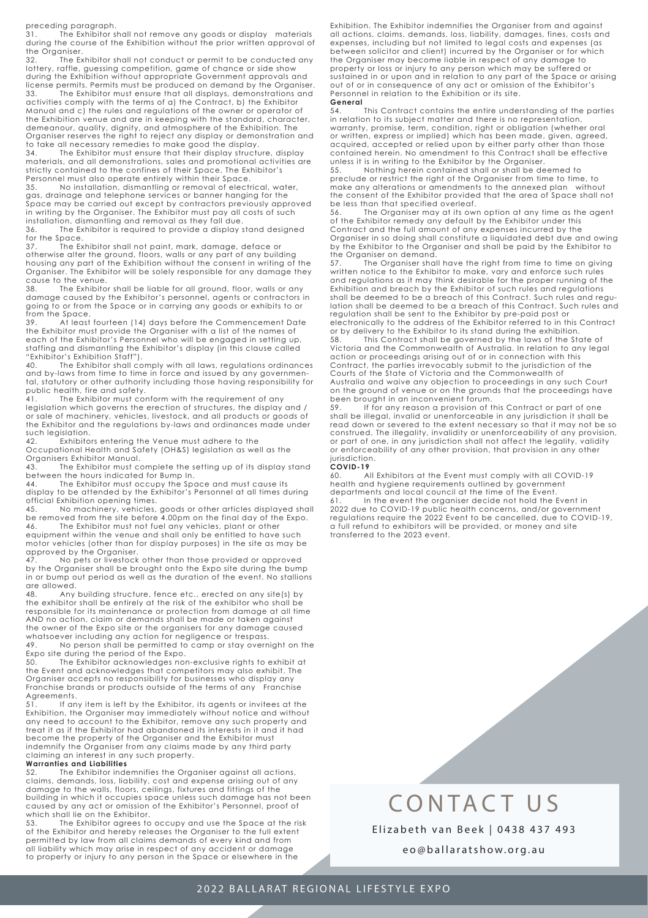preceding paragraph.

31. The Exhibitor shall not remove any goods or display materials during the course of the Exhibition without the prior written approval of the Organiser.

32. The Exhibitor shall not conduct or permit to be conducted any lottery, raffle, guessing competition, game of chance or side show during the Exhibition without appropriate Government approvals and license permits. Permits must be produced on demand by the Organiser.

33. The Exhibitor must ensure that all displays, demonstrations and activities comply with the terms of a) the Contract, b) the Exhibitor Manual and c) the rules and regulations of the owner or operator of the Exhibition venue and are in keeping with the standard, character, demeanour, quality, dignity, and atmosphere of the Exhibition. The Organiser reserves the right to reject any display or demonstration and to take all necessary remedies to make good the display.

34. The Exhibitor must ensure that their display structure, display materials, and all demonstrations, sales and promotional activities are strictly contained to the confines of their Space. The Exhibitor's Personnel must also operate entirely within their Space.

35. No installation, dismantling or removal of electrical, water, gas, drainage and telephone services or banner hanging for the Space may be carried out except by contractors previously approved in writing by the Organiser. The Exhibitor must pay all costs of such installation, dismantling and removal as they fall due.

36. The Exhibitor is required to provide a display stand designed for the Space.

37. The Exhibitor shall not paint, mark, damage, deface or otherwise alter the ground, floors, walls or any part of any building housing any part of the Exhibition without the consent in writing of the Organiser. The Exhibitor will be solely responsible for any damage they cause to the venue.

38. The Exhibitor shall be liable for all ground, floor, walls or any damage caused by the Exhibitor's personnel, agents or contractors in going to or from the Space or in carrying any goods or exhibits to or from the Space.

39. At least fourteen (14) days before the Commencement Date the Exhibitor must provide the Organiser with a list of the names of each of the Exhibitor's Personnel who will be engaged in setting up, staffing and dismantling the Exhibitor's display (in this clause called "Exhibitor's Exhibition Staff").

40. The Exhibitor shall comply with all laws, regulations ordinances and by-laws from time to time in force and issued by any governmental, statutory or other authority including those having responsibility for public health, fire and safety.

41. The Exhibitor must conform with the requirement of any legislation which governs the erection of structures, the display and / or sale of machinery, vehicles, livestock, and all products or goods of the Exhibitor and the regulations by-laws and ordinances made under such legislation.

42. Exhibitors entering the Venue must adhere to the Occupational Health and Safety (OH&S) legislation as well as the Organisers Exhibitor Manual.

43. The Exhibitor must complete the setting up of its display stand between the hours indicated for Bump In.

44. The Exhibitor must occupy the Space and must cause its display to be attended by the Exhibitor's Personnel at all times during official Exhibition opening times.

45. No machinery, vehicles, goods or other articles displayed shall be removed from the site before 4.00pm on the final day of the Expo.

46. The Exhibitor must not fuel any vehicles, plant or other equipment within the venue and shall only be entitled to have such motor vehicles (other than for display purposes) in the site as may be approved by the Organiser.

47. No pets or livestock other than those provided or approved by the Organiser shall be brought onto the Expo site during the bump in or bump out period as well as the duration of the event. No stallions are allowed.

48. Any building structure, fence etc., erected on any site(s) by the exhibitor shall be entirely at the risk of the exhibitor who shall be responsible for its maintenance or protection from damage at all time AND no action, claim or demands shall be made or taken against the owner of the Expo site or the organisers for any damage caused whatsoever including any action for negligence or trespass.

49. No person shall be permitted to camp or stay overnight on the Expo site during the period of the Expo.

50. The Exhibitor acknowledges non-exclusive rights to exhibit at the Event and acknowledges that competitors may also exhibit. The Organiser accepts no responsibility for businesses who display any Franchise brands or products outside of the terms of any Franchise Agreements.

51. If any item is left by the Exhibitor, its agents or invitees at the Exhibition, the Organiser may immediately without notice and without any need to account to the Exhibitor, remove any such property and treat it as if the Exhibitor had abandoned its interests in it and it had become the property of the Organiser and the Exhibitor must indemnify the Organiser from any claims made by any third party claiming an interest in any such property.

**Warranties and Liabilities**

52. The Exhibitor indemnifies the Organiser against all actions, claims, demands, loss, liability, cost and expense arising out of any damage to the walls, floors, ceilings, fixtures and fittings of the building in which it occupies space unless such damage has not been caused by any act or omission of the Exhibitor's Personnel, proof of which shall lie on the Exhibitor.

53. The Exhibitor agrees to occupy and use the Space at the risk of the Exhibitor and hereby releases the Organiser to the full extent permitted by law from all claims demands of every kind and from all liability which may arise in respect of any accident or damage to property or injury to any person in the Space or elsewhere in the Exhibition. The Exhibitor indemnifies the Organiser from and against all actions, claims, demands, loss, liability, damages, fines, costs and expenses, including but not limited to legal costs and expenses (as between solicitor and client) incurred by the Organiser or for which the Organiser may become liable in respect of any damage to property or loss or injury to any person which may be suffered or sustained in or upon and in relation to any part of the Space or arising out of or in consequence of any act or omission of the Exhibitor's Personnel in relation to the Exhibition or its site.

**General**

54. This Contract contains the entire understanding of the parties in relation to its subject matter and there is no representation, warranty, promise, term, condition, right or obligation (whether oral or written, express or implied) which has been made, given, agreed, acquired, accepted or relied upon by either party other than those contained herein. No amendment to this Contract shall be effective unless it is in writing to the Exhibitor by the Organiser.

55. Nothing herein contained shall or shall be deemed to preclude or restrict the right of the Organiser from time to time, to make any alterations or amendments to the annexed plan without the consent of the Exhibitor provided that the area of Space shall not be less than that specified overleaf.

56. The Organiser may at its own option at any time as the agent of the Exhibitor remedy any default by the Exhibitor under this Contract and the full amount of any expenses incurred by the Organiser in so doing shall constitute a liquidated debt due and owing by the Exhibitor to the Organiser and shall be paid by the Exhibitor to the Organiser on demand.

57. The Organiser shall have the right from time to time on giving written notice to the Exhibitor to make, vary and enforce such rules and regulations as it may think desirable for the proper running of the Exhibition and breach by the Exhibitor of such rules and regulations shall be deemed to be a breach of this Contract. Such rules and regulation shall be deemed to be a breach of this Contract. Such rules and regulation shall be sent to the Exhibitor by pre-paid post or electronically to the address of the Exhibitor referred to in this Contract or by delivery to the Exhibitor to its stand during the exhibition.

58. This Contract shall be governed by the laws of the State of Victoria and the Commonwealth of Australia. In relation to any legal action or proceedings arising out of or in connection with this Contract, the parties irrevocably submit to the jurisdiction of the Courts of the State of Victoria and the Commonwealth of Australia and waive any objection to proceedings in any such Court on the ground of venue or on the grounds that the proceedings have been brought in an inconvenient forum.

59. If for any reason a provision of this Contract or part of one shall be illegal, invalid or unenforceable in any jurisdiction it shall be read down or severed to the extent necessary so that it may not be so construed. The illegality, invalidity or unenforceability of any provision, or part of one, in any jurisdiction shall not affect the legality, validity or enforceability of any other provision, that provision in any other jurisdiction.

**COVID-19**

60. All Exhibitors at the Event must comply with all COVID-19 health and hygiene requirements outlined by government departments and local council at the time of the Event.

61. In the event the organiser decide not hold the Event in 2022 due to COVID-19 public health concerns, and/or government regulations require the 2022 Event to be cancelled, due to COVID-19, a full refund to exhibitors will be provided, or money and site transferred to the 2023 event.

# CONTACT US

Elizabeth van Beek | 0438 437 493

eo@ballaratshow.org.au